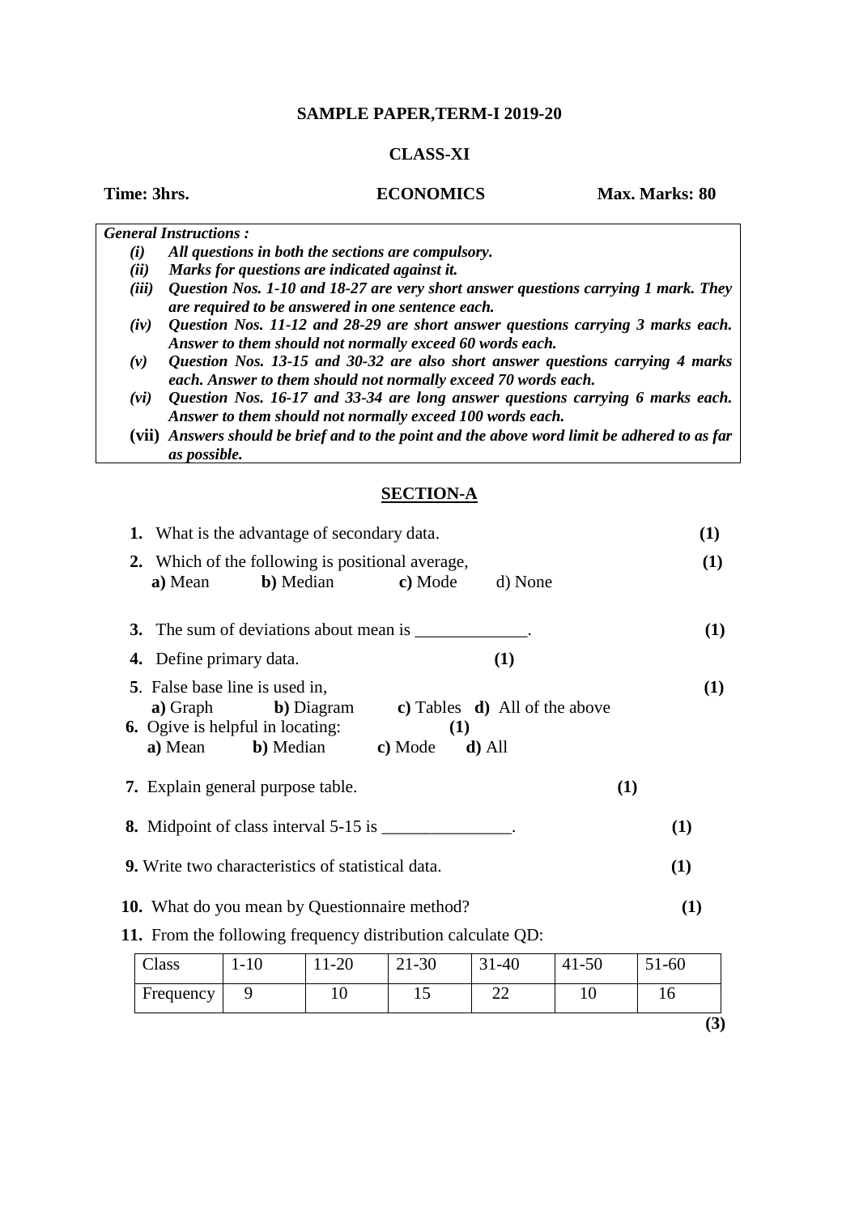**SAMPLE PAPER,TERM-I 2019-20**

**CLASS-XI**

**Time: 3hrs.** **ECONOMICS** **Max. Marks: 80**

***General Instructions :***

*(i)* ***All questions in both the sections are compulsory.***
*(ii)* ***Marks for questions are indicated against it.***
*(iii)* ***Question Nos. 1-10 and 18-27 are very short answer questions carrying 1 mark. They are required to be answered in one sentence each.***
*(iv)* ***Question Nos. 11-12 and 28-29 are short answer questions carrying 3 marks each. Answer to them should not normally exceed 60 words each.***
*(v)* ***Question Nos. 13-15 and 30-32 are also short answer questions carrying 4 marks each. Answer to them should not normally exceed 70 words each.***
*(vi)* ***Question Nos. 16-17 and 33-34 are long answer questions carrying 6 marks each. Answer to them should not normally exceed 100 words each.***
**(vii)** ***Answers should be brief and to the point and the above word limit be adhered to as far as possible.***

## SECTION-A

**1.** What is the advantage of secondary data. **(1)**

**2.** Which of the following is positional average, **(1)**
**a)** Mean **b)** Median **c)** Mode d) None

**3.** The sum of deviations about mean is _____________. **(1)**

**4.** Define primary data. **(1)**

**5**. False base line is used in, **(1)**
**a)** Graph **b)** Diagram **c)** Tables **d)** All of the above

**6.** Ogive is helpful in locating: **(1)**
**a)** Mean **b)** Median **c)** Mode **d)** All

**7.** Explain general purpose table. **(1)**

**8.** Midpoint of class interval 5-15 is _______________. **(1)**

**9.** Write two characteristics of statistical data. **(1)**

**10.** What do you mean by Questionnaire method? **(1)**

**11.** From the following frequency distribution calculate QD:

| Class | 1-10 | 11-20 | 21-30 | 31-40 | 41-50 | 51-60 |
|---|---|---|---|---|---|---|
| Frequency | 9 | 10 | 15 | 22 | 10 | 16 |

**(3)**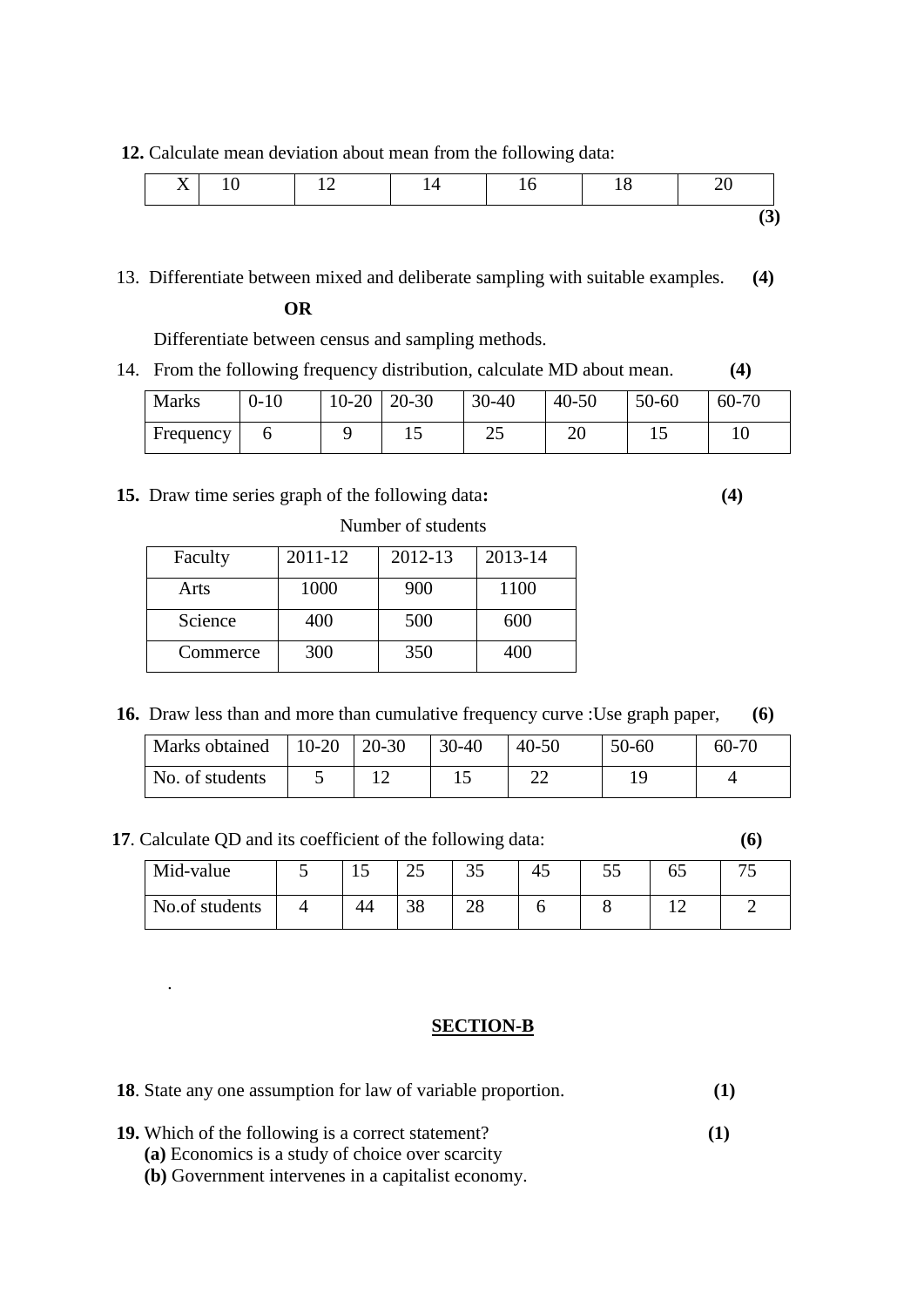**12.** Calculate mean deviation about mean from the following data:

| X | 10 | 12 | 14 | 16 | 18 | 20 |
|---|---|---|---|---|---|---|

**(3)**

13. Differentiate between mixed and deliberate sampling with suitable examples. **(4)**

**OR**

Differentiate between census and sampling methods.

14. From the following frequency distribution, calculate MD about mean. **(4)**

| Marks | 0-10 | 10-20 | 20-30 | 30-40 | 40-50 | 50-60 | 60-70 |
|---|---|---|---|---|---|---|---|
| Frequency | 6 | 9 | 15 | 25 | 20 | 15 | 10 |

**15.** Draw time series graph of the following data**:** **(4)**

Number of students

| Faculty | 2011-12 | 2012-13 | 2013-14 |
|---|---|---|---|
| Arts | 1000 | 900 | 1100 |
| Science | 400 | 500 | 600 |
| Commerce | 300 | 350 | 400 |

**16.** Draw less than and more than cumulative frequency curve :Use graph paper, **(6)**

| Marks obtained | 10-20 | 20-30 | 30-40 | 40-50 | 50-60 | 60-70 |
|---|---|---|---|---|---|---|
| No. of students | 5 | 12 | 15 | 22 | 19 | 4 |

**17**. Calculate QD and its coefficient of the following data: **(6)**

| Mid-value | 5 | 15 | 25 | 35 | 45 | 55 | 65 | 75 |
|---|---|---|---|---|---|---|---|---|
| No.of students | 4 | 44 | 38 | 28 | 6 | 8 | 12 | 2 |

.

## SECTION-B

**18**. State any one assumption for law of variable proportion. **(1)**

**19.** Which of the following is a correct statement? **(1)**

**(a)** Economics is a study of choice over scarcity

**(b)** Government intervenes in a capitalist economy.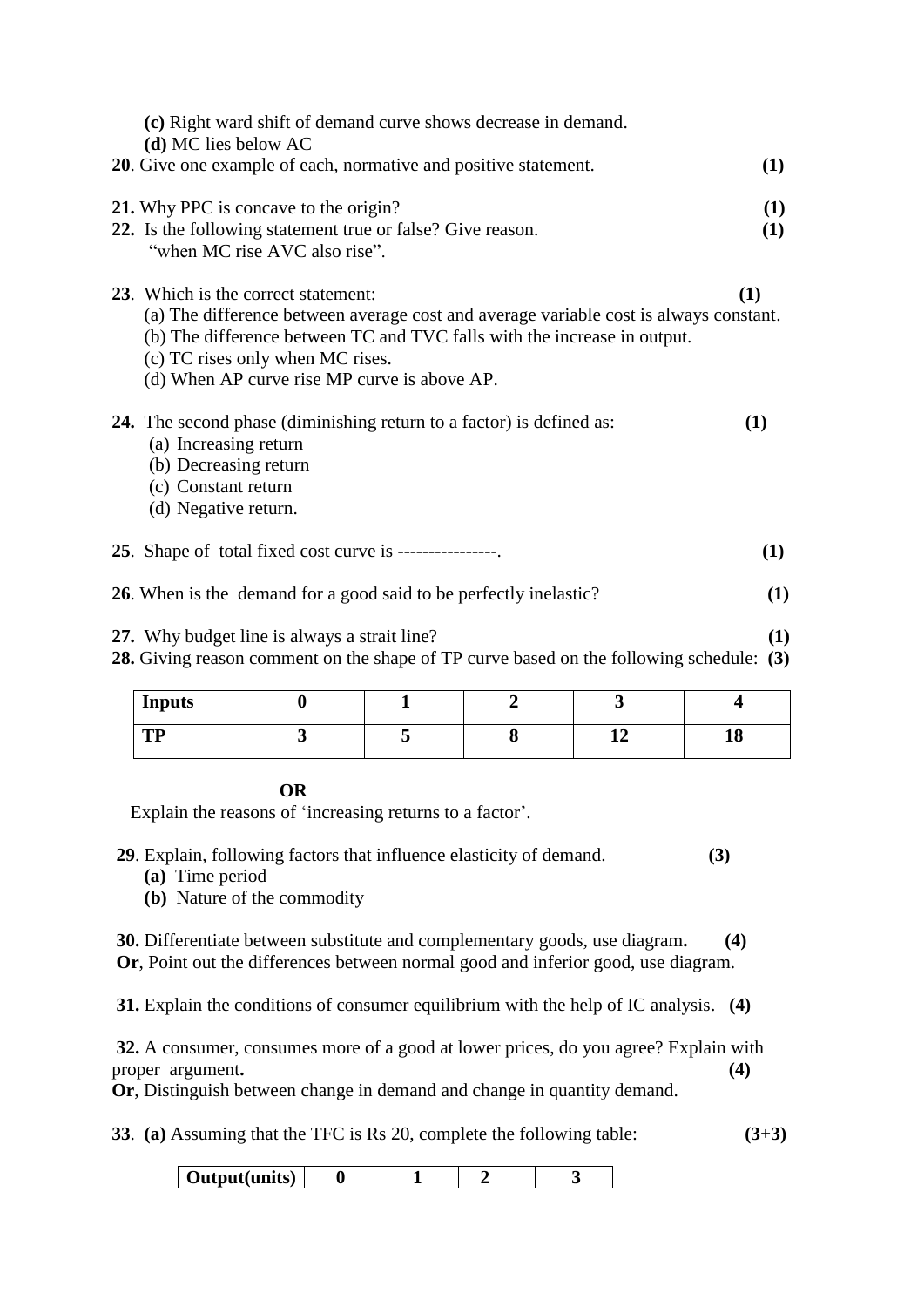**(c)** Right ward shift of demand curve shows decrease in demand.
**(d)** MC lies below AC

**20**. Give one example of each, normative and positive statement. **(1)**

**21.** Why PPC is concave to the origin? **(1)**

**22.** Is the following statement true or false? Give reason. **(1)**
"when MC rise AVC also rise".

**23**. Which is the correct statement: **(1)**
(a) The difference between average cost and average variable cost is always constant.
(b) The difference between TC and TVC falls with the increase in output.
(c) TC rises only when MC rises.
(d) When AP curve rise MP curve is above AP.

**24.** The second phase (diminishing return to a factor) is defined as: **(1)**
(a) Increasing return
(b) Decreasing return
(c) Constant return
(d) Negative return.

**25**. Shape of total fixed cost curve is ----------------. **(1)**

**26**. When is the demand for a good said to be perfectly inelastic? **(1)**

**27.** Why budget line is always a strait line? **(1)**

**28.** Giving reason comment on the shape of TP curve based on the following schedule: **(3)**

| **Inputs** | **0** | **1** | **2** | **3** | **4** |
|---|---|---|---|---|---|
| **TP** | **3** | **5** | **8** | **12** | **18** |

**OR**

Explain the reasons of 'increasing returns to a factor'.

**29**. Explain, following factors that influence elasticity of demand. **(3)**
**(a)** Time period
**(b)** Nature of the commodity

**30.** Differentiate between substitute and complementary goods, use diagram**.** **(4)**
**Or**, Point out the differences between normal good and inferior good, use diagram.

**31.** Explain the conditions of consumer equilibrium with the help of IC analysis. **(4)**

**32.** A consumer, consumes more of a good at lower prices, do you agree? Explain with proper argument**.** **(4)**
**Or**, Distinguish between change in demand and change in quantity demand.

**33**. **(a)** Assuming that the TFC is Rs 20, complete the following table: **(3+3)**

| **Output(units)** | **0** | **1** | **2** | **3** |
|---|---|---|---|---|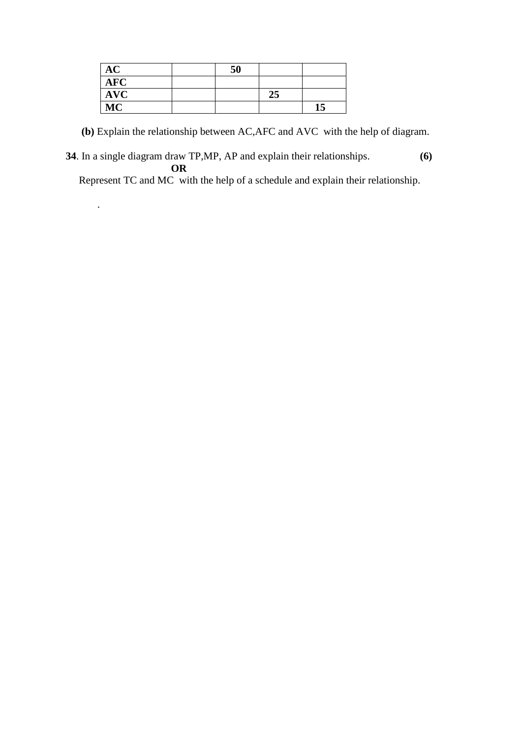| | | | | |
|---|---|---|---|---|
| **AC** | | **50** | | |
| **AFC** | | | | |
| **AVC** | | | **25** | |
| **MC** | | | | **15** |

**(b)** Explain the relationship between AC,AFC and AVC with the help of diagram.

**34**. In a single diagram draw TP,MP, AP and explain their relationships. **(6)**

**OR**

Represent TC and MC with the help of a schedule and explain their relationship.

.